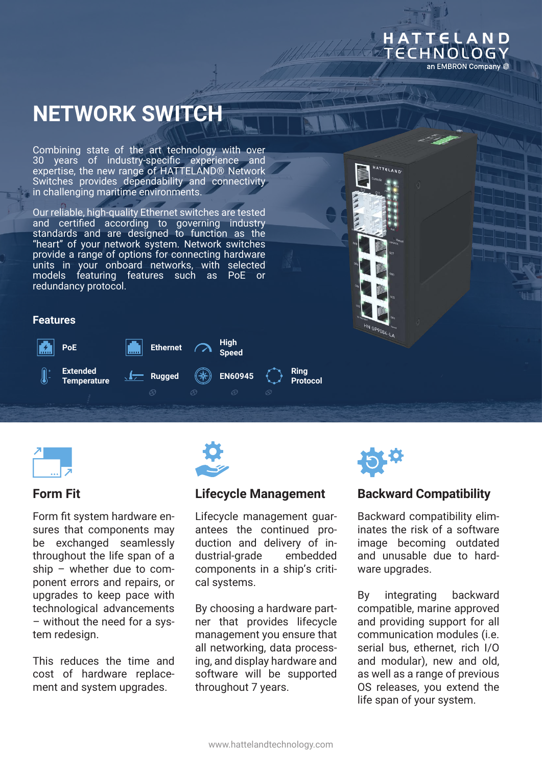HATTELAND TECHNOLOGY
an EMBRON Company

# NETWORK SWITCH

Combining state of the art technology with over 30 years of industry-specific experience and expertise, the new range of HATTELAND® Network Switches provides dependability and connectivity in challenging maritime environments.

Our reliable, high-quality Ethernet switches are tested and certified according to governing industry standards and are designed to function as the "heart" of your network system. Network switches provide a range of options for connecting hardware units in your onboard networks, with selected models featuring features such as PoE or redundancy protocol.

## Features

- PoE
- Ethernet
- High Speed
- Extended Temperature
- Rugged
- EN60945
- Ring Protocol

### Form Fit

Form fit system hardware ensures that components may be exchanged seamlessly throughout the life span of a ship – whether due to component errors and repairs, or upgrades to keep pace with technological advancements – without the need for a system redesign.

This reduces the time and cost of hardware replacement and system upgrades.

### Lifecycle Management

Lifecycle management guarantees the continued production and delivery of industrial-grade embedded components in a ship's critical systems.

By choosing a hardware partner that provides lifecycle management you ensure that all networking, data processing, and display hardware and software will be supported throughout 7 years.

### Backward Compatibility

Backward compatibility eliminates the risk of a software image becoming outdated and unusable due to hardware upgrades.

By integrating backward compatible, marine approved and providing support for all communication modules (i.e. serial bus, ethernet, rich I/O and modular), new and old, as well as a range of previous OS releases, you extend the life span of your system.

www.hattelandtechnology.com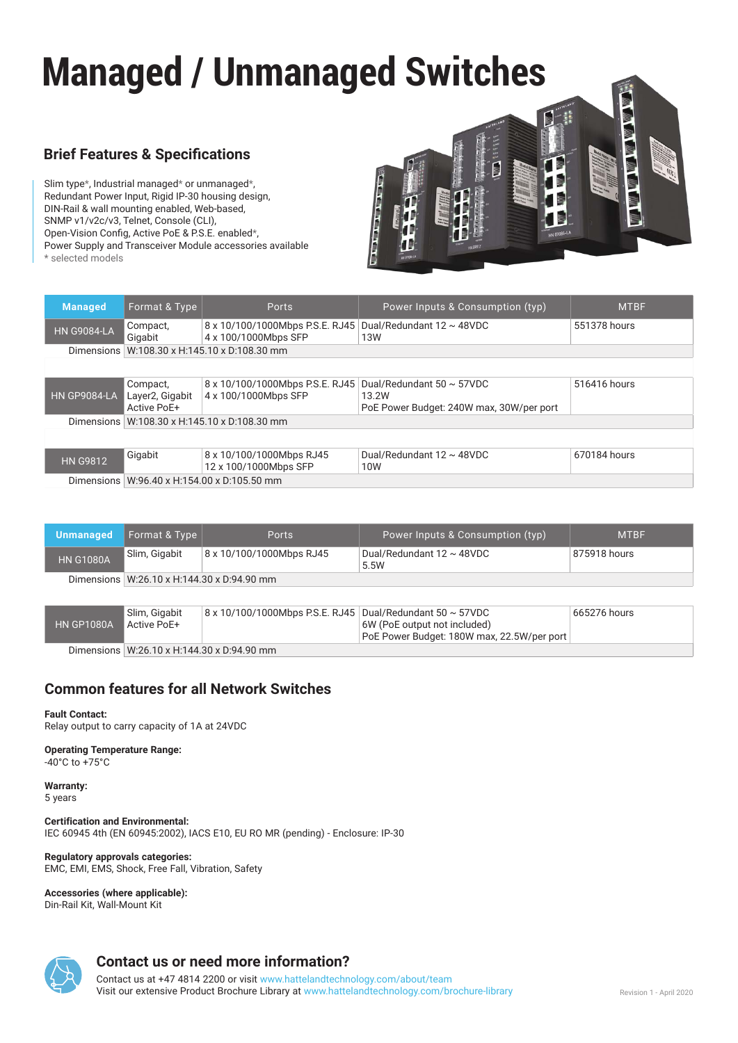# Managed / Unmanaged Switches

## Brief Features & Specifications

Slim type*, Industrial managed* or unmanaged*,
Redundant Power Input, Rigid IP-30 housing design,
DIN-Rail & wall mounting enabled, Web-based,
SNMP v1/v2c/v3, Telnet, Console (CLI),
Open-Vision Config, Active PoE & P.S.E. enabled*,
Power Supply and Transceiver Module accessories available
* selected models

| Managed | Format & Type | Ports | Power Inputs & Consumption (typ) | MTBF |
|---|---|---|---|---|
| HN G9084-LA | Compact, Gigabit | 8 x 10/100/1000Mbps P.S.E. RJ45<br>4 x 100/1000Mbps SFP | Dual/Redundant 12 ~ 48VDC<br>13W | 551378 hours |
| Dimensions | W:108.30 x H:145.10 x D:108.30 mm | | | |
| HN GP9084-LA | Compact, Layer2, Gigabit Active PoE+ | 8 x 10/100/1000Mbps P.S.E. RJ45<br>4 x 100/1000Mbps SFP | Dual/Redundant 50 ~ 57VDC<br>13.2W<br>PoE Power Budget: 240W max, 30W/per port | 516416 hours |
| Dimensions | W:108.30 x H:145.10 x D:108.30 mm | | | |
| HN G9812 | Gigabit | 8 x 10/100/1000Mbps RJ45<br>12 x 100/1000Mbps SFP | Dual/Redundant 12 ~ 48VDC<br>10W | 670184 hours |
| Dimensions | W:96.40 x H:154.00 x D:105.50 mm | | | |

| Unmanaged | Format & Type | Ports | Power Inputs & Consumption (typ) | MTBF |
|---|---|---|---|---|
| HN G1080A | Slim, Gigabit | 8 x 10/100/1000Mbps RJ45 | Dual/Redundant 12 ~ 48VDC<br>5.5W | 875918 hours |
| Dimensions | W:26.10 x H:144.30 x D:94.90 mm | | | |
| HN GP1080A | Slim, Gigabit Active PoE+ | 8 x 10/100/1000Mbps P.S.E. RJ45 | Dual/Redundant 50 ~ 57VDC<br>6W (PoE output not included)<br>PoE Power Budget: 180W max, 22.5W/per port | 665276 hours |
| Dimensions | W:26.10 x H:144.30 x D:94.90 mm | | | |

## Common features for all Network Switches

**Fault Contact:**
Relay output to carry capacity of 1A at 24VDC

**Operating Temperature Range:**
-40°C to +75°C

**Warranty:**
5 years

**Certification and Environmental:**
IEC 60945 4th (EN 60945:2002), IACS E10, EU RO MR (pending) - Enclosure: IP-30

**Regulatory approvals categories:**
EMC, EMI, EMS, Shock, Free Fall, Vibration, Safety

**Accessories (where applicable):**
Din-Rail Kit, Wall-Mount Kit

## Contact us or need more information?

Contact us at +47 4814 2200 or visit www.hattelandtechnology.com/about/team
Visit our extensive Product Brochure Library at www.hattelandtechnology.com/brochure-library

Revision 1 - April 2020